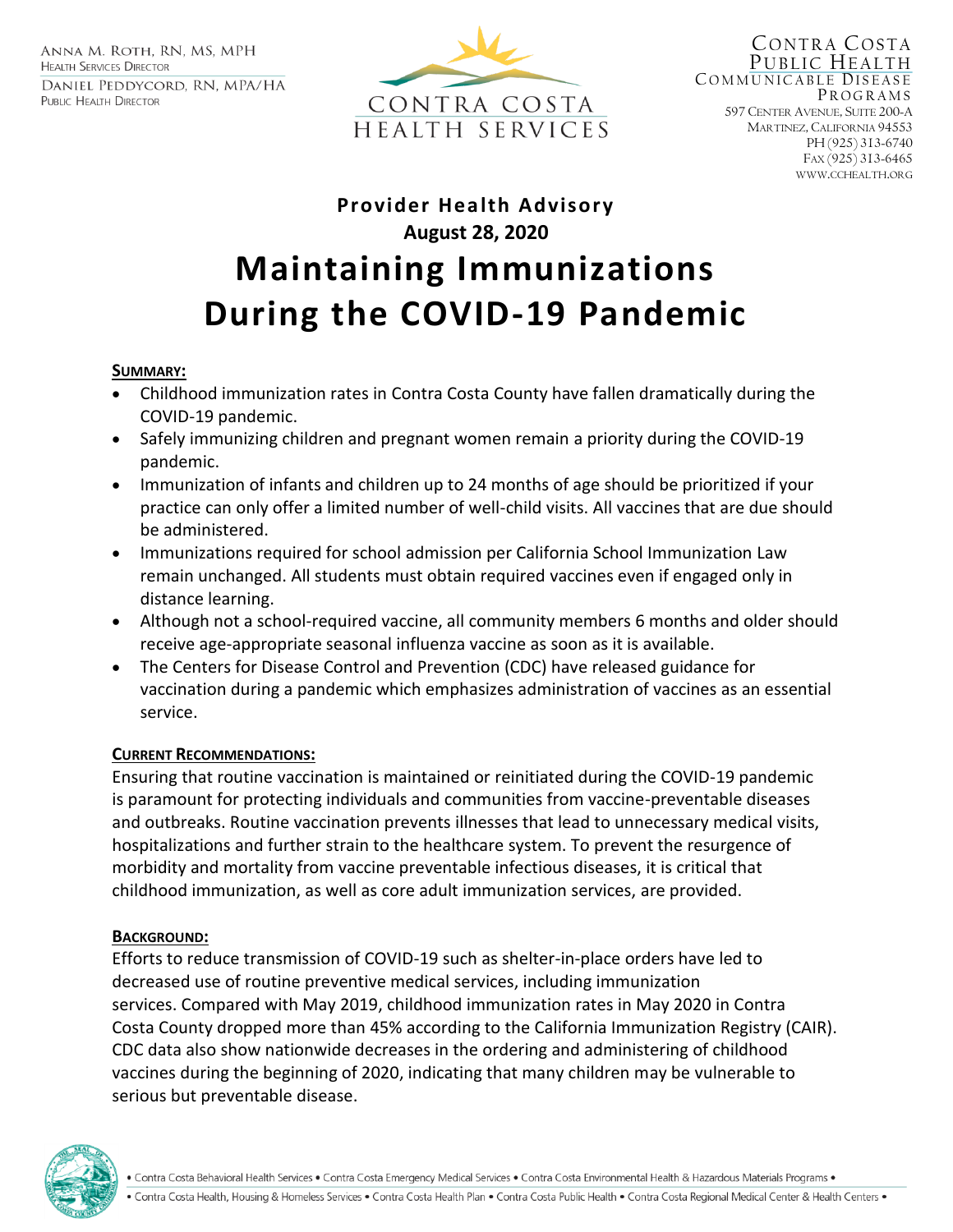Anna M. Roth, RN, MS, MPH
Health Services Director

Daniel Peddycord, RN, MPA/HA
Public Health Director

CONTRA COSTA
HEALTH SERVICES

Contra Costa
Public Health
Communicable Disease
Programs
597 Center Avenue, Suite 200-A
Martinez, California 94553
PH (925) 313-6740
Fax (925) 313-6465
www.cchealth.org

**Provider Health Advisory**

**August 28, 2020**

# Maintaining Immunizations During the COVID-19 Pandemic

**SUMMARY:**

- Childhood immunization rates in Contra Costa County have fallen dramatically during the COVID-19 pandemic.
- Safely immunizing children and pregnant women remain a priority during the COVID-19 pandemic.
- Immunization of infants and children up to 24 months of age should be prioritized if your practice can only offer a limited number of well-child visits. All vaccines that are due should be administered.
- Immunizations required for school admission per California School Immunization Law remain unchanged. All students must obtain required vaccines even if engaged only in distance learning.
- Although not a school-required vaccine, all community members 6 months and older should receive age-appropriate seasonal influenza vaccine as soon as it is available.
- The Centers for Disease Control and Prevention (CDC) have released guidance for vaccination during a pandemic which emphasizes administration of vaccines as an essential service.

**CURRENT RECOMMENDATIONS:**

Ensuring that routine vaccination is maintained or reinitiated during the COVID-19 pandemic is paramount for protecting individuals and communities from vaccine-preventable diseases and outbreaks. Routine vaccination prevents illnesses that lead to unnecessary medical visits, hospitalizations and further strain to the healthcare system. To prevent the resurgence of morbidity and mortality from vaccine preventable infectious diseases, it is critical that childhood immunization, as well as core adult immunization services, are provided.

**BACKGROUND:**

Efforts to reduce transmission of COVID-19 such as shelter-in-place orders have led to decreased use of routine preventive medical services, including immunization services. Compared with May 2019, childhood immunization rates in May 2020 in Contra Costa County dropped more than 45% according to the California Immunization Registry (CAIR). CDC data also show nationwide decreases in the ordering and administering of childhood vaccines during the beginning of 2020, indicating that many children may be vulnerable to serious but preventable disease.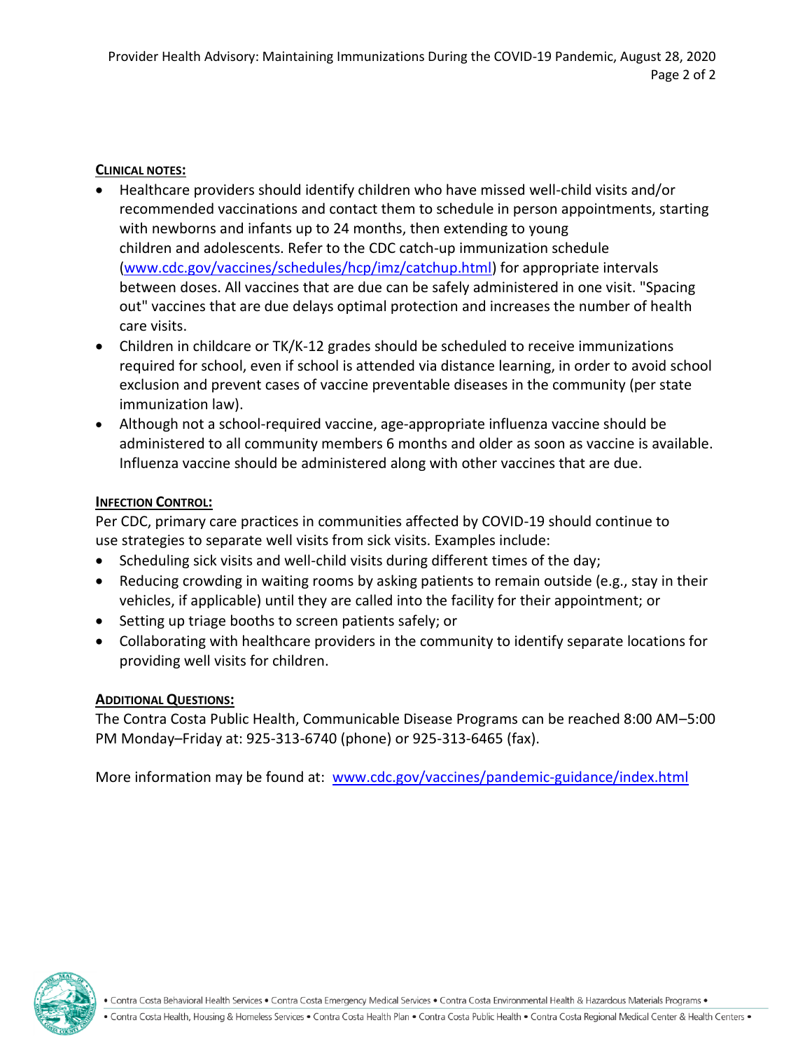## CLINICAL NOTES:

- Healthcare providers should identify children who have missed well-child visits and/or recommended vaccinations and contact them to schedule in person appointments, starting with newborns and infants up to 24 months, then extending to young children and adolescents. Refer to the CDC catch-up immunization schedule (www.cdc.gov/vaccines/schedules/hcp/imz/catchup.html) for appropriate intervals between doses. All vaccines that are due can be safely administered in one visit. "Spacing out" vaccines that are due delays optimal protection and increases the number of health care visits.
- Children in childcare or TK/K-12 grades should be scheduled to receive immunizations required for school, even if school is attended via distance learning, in order to avoid school exclusion and prevent cases of vaccine preventable diseases in the community (per state immunization law).
- Although not a school-required vaccine, age-appropriate influenza vaccine should be administered to all community members 6 months and older as soon as vaccine is available. Influenza vaccine should be administered along with other vaccines that are due.

## INFECTION CONTROL:

Per CDC, primary care practices in communities affected by COVID-19 should continue to use strategies to separate well visits from sick visits. Examples include:

- Scheduling sick visits and well-child visits during different times of the day;
- Reducing crowding in waiting rooms by asking patients to remain outside (e.g., stay in their vehicles, if applicable) until they are called into the facility for their appointment; or
- Setting up triage booths to screen patients safely; or
- Collaborating with healthcare providers in the community to identify separate locations for providing well visits for children.

## ADDITIONAL QUESTIONS:

The Contra Costa Public Health, Communicable Disease Programs can be reached 8:00 AM–5:00 PM Monday–Friday at: 925-313-6740 (phone) or 925-313-6465 (fax).

More information may be found at: www.cdc.gov/vaccines/pandemic-guidance/index.html